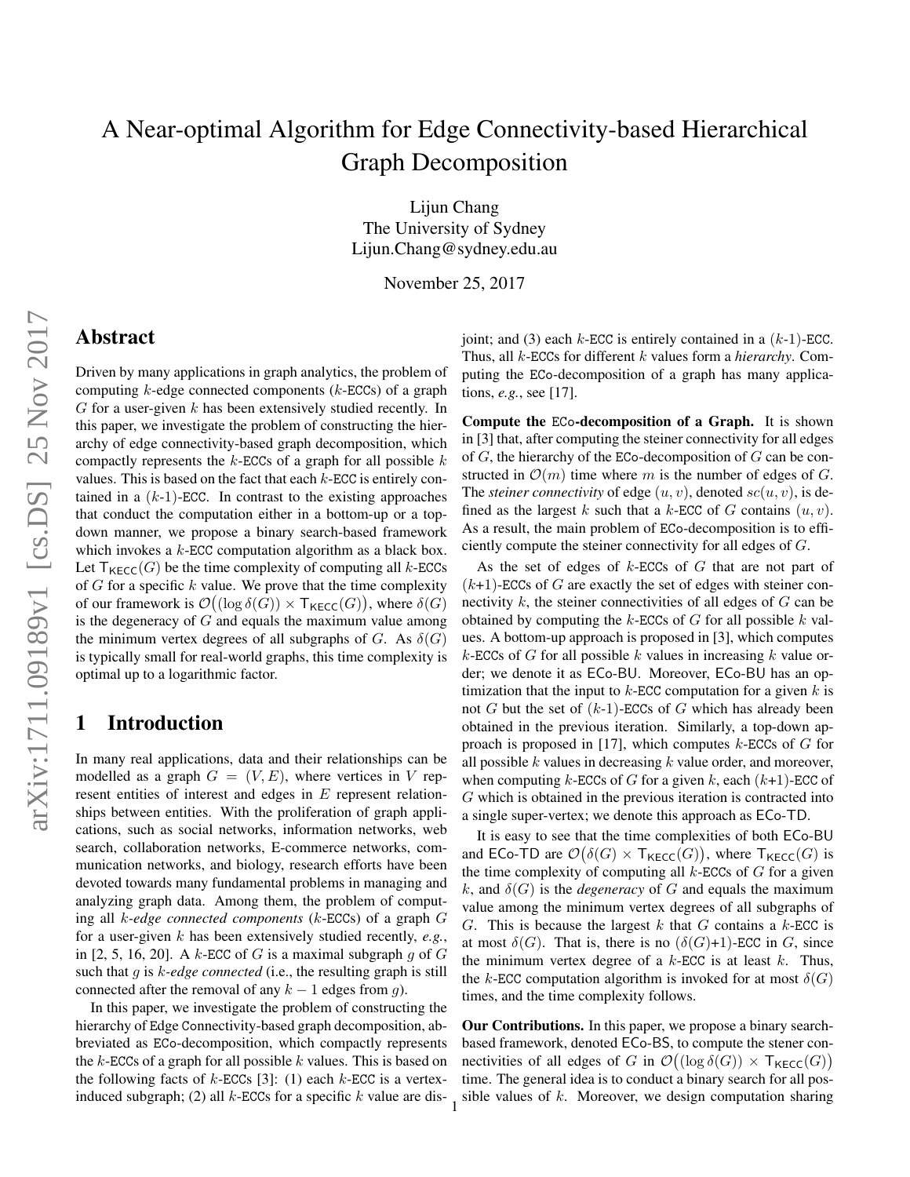# A Near-optimal Algorithm for Edge Connectivity-based Hierarchical Graph Decomposition

Lijun Chang
The University of Sydney
Lijun.Chang@sydney.edu.au

November 25, 2017

## Abstract

Driven by many applications in graph analytics, the problem of computing $k$-edge connected components ($k$-ECCs) of a graph $G$ for a user-given $k$ has been extensively studied recently. In this paper, we investigate the problem of constructing the hierarchy of edge connectivity-based graph decomposition, which compactly represents the $k$-ECCs of a graph for all possible $k$ values. This is based on the fact that each $k$-ECC is entirely contained in a ($k$-1)-ECC. In contrast to the existing approaches that conduct the computation either in a bottom-up or a top-down manner, we propose a binary search-based framework which invokes a $k$-ECC computation algorithm as a black box. Let $\mathsf{T}_{\mathsf{KECC}}(G)$ be the time complexity of computing all $k$-ECCs of $G$ for a specific $k$ value. We prove that the time complexity of our framework is $\mathcal{O}\big((\log \delta(G)) \times \mathsf{T}_{\mathsf{KECC}}(G)\big)$, where $\delta(G)$ is the degeneracy of $G$ and equals the maximum value among the minimum vertex degrees of all subgraphs of $G$. As $\delta(G)$ is typically small for real-world graphs, this time complexity is optimal up to a logarithmic factor.

## 1 Introduction

In many real applications, data and their relationships can be modelled as a graph $G = (V, E)$, where vertices in $V$ represent entities of interest and edges in $E$ represent relationships between entities. With the proliferation of graph applications, such as social networks, information networks, web search, collaboration networks, E-commerce networks, communication networks, and biology, research efforts have been devoted towards many fundamental problems in managing and analyzing graph data. Among them, the problem of computing all *$k$-edge connected components* ($k$-ECCs) of a graph $G$ for a user-given $k$ has been extensively studied recently, *e.g.*, in [2, 5, 16, 20]. A $k$-ECC of $G$ is a maximal subgraph $g$ of $G$ such that $g$ is *$k$-edge connected* (i.e., the resulting graph is still connected after the removal of any $k-1$ edges from $g$).

In this paper, we investigate the problem of constructing the hierarchy of Edge Connectivity-based graph decomposition, abbreviated as ECo-decomposition, which compactly represents the $k$-ECCs of a graph for all possible $k$ values. This is based on the following facts of $k$-ECCs [3]: (1) each $k$-ECC is a vertex-induced subgraph; (2) all $k$-ECCs for a specific $k$ value are disjoint; and (3) each $k$-ECC is entirely contained in a ($k$-1)-ECC. Thus, all $k$-ECCs for different $k$ values form a *hierarchy*. Computing the ECo-decomposition of a graph has many applications, *e.g.*, see [17].

**Compute the ECo-decomposition of a Graph.** It is shown in [3] that, after computing the steiner connectivity for all edges of $G$, the hierarchy of the ECo-decomposition of $G$ can be constructed in $\mathcal{O}(m)$ time where $m$ is the number of edges of $G$. The *steiner connectivity* of edge $(u, v)$, denoted $sc(u, v)$, is defined as the largest $k$ such that a $k$-ECC of $G$ contains $(u, v)$. As a result, the main problem of ECo-decomposition is to efficiently compute the steiner connectivity for all edges of $G$.

As the set of edges of $k$-ECCs of $G$ that are not part of ($k$+1)-ECCs of $G$ are exactly the set of edges with steiner connectivity $k$, the steiner connectivities of all edges of $G$ can be obtained by computing the $k$-ECCs of $G$ for all possible $k$ values. A bottom-up approach is proposed in [3], which computes $k$-ECCs of $G$ for all possible $k$ values in increasing $k$ value order; we denote it as ECo-BU. Moreover, ECo-BU has an optimization that the input to $k$-ECC computation for a given $k$ is not $G$ but the set of ($k$-1)-ECCs of $G$ which has already been obtained in the previous iteration. Similarly, a top-down approach is proposed in [17], which computes $k$-ECCs of $G$ for all possible $k$ values in decreasing $k$ value order, and moreover, when computing $k$-ECCs of $G$ for a given $k$, each ($k$+1)-ECC of $G$ which is obtained in the previous iteration is contracted into a single super-vertex; we denote this approach as ECo-TD.

It is easy to see that the time complexities of both ECo-BU and ECo-TD are $\mathcal{O}\big(\delta(G) \times \mathsf{T}_{\mathsf{KECC}}(G)\big)$, where $\mathsf{T}_{\mathsf{KECC}}(G)$ is the time complexity of computing all $k$-ECCs of $G$ for a given $k$, and $\delta(G)$ is the *degeneracy* of $G$ and equals the maximum value among the minimum vertex degrees of all subgraphs of $G$. This is because the largest $k$ that $G$ contains a $k$-ECC is at most $\delta(G)$. That is, there is no ($\delta(G)$+1)-ECC in $G$, since the minimum vertex degree of a $k$-ECC is at least $k$. Thus, the $k$-ECC computation algorithm is invoked for at most $\delta(G)$ times, and the time complexity follows.

**Our Contributions.** In this paper, we propose a binary search-based framework, denoted ECo-BS, to compute the stener connectivities of all edges of $G$ in $\mathcal{O}\big((\log \delta(G)) \times \mathsf{T}_{\mathsf{KECC}}(G)\big)$ time. The general idea is to conduct a binary search for all possible values of $k$. Moreover, we design computation sharing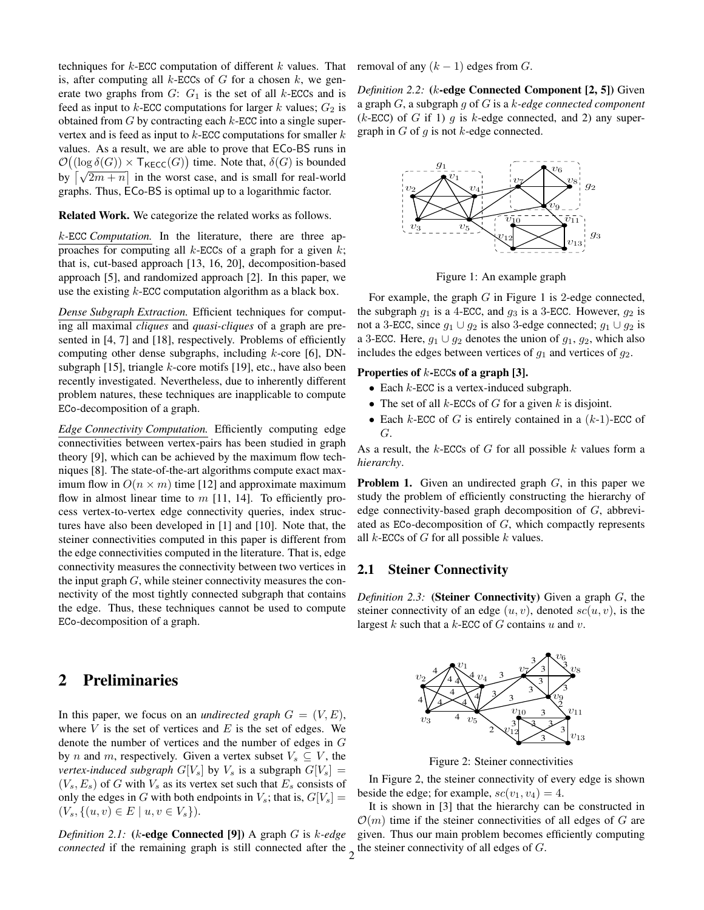techniques for $k$-ECC computation of different $k$ values. That is, after computing all $k$-ECCs of $G$ for a chosen $k$, we generate two graphs from $G$: $G_1$ is the set of all $k$-ECCs and is feed as input to $k$-ECC computations for larger $k$ values; $G_2$ is obtained from $G$ by contracting each $k$-ECC into a single supervertex and is feed as input to $k$-ECC computations for smaller $k$ values. As a result, we are able to prove that ECo-BS runs in $\mathcal{O}\big((\log \delta(G)) \times \mathsf{T}_{\mathsf{KECC}}(G)\big)$ time. Note that, $\delta(G)$ is bounded by $\lceil \sqrt{2m+n} \rceil$ in the worst case, and is small for real-world graphs. Thus, ECo-BS is optimal up to a logarithmic factor.

**Related Work.** We categorize the related works as follows.

*$k$-ECC Computation.* In the literature, there are three approaches for computing all $k$-ECCs of a graph for a given $k$; that is, cut-based approach [13, 16, 20], decomposition-based approach [5], and randomized approach [2]. In this paper, we use the existing $k$-ECC computation algorithm as a black box.

*Dense Subgraph Extraction.* Efficient techniques for computing all maximal *cliques* and *quasi-cliques* of a graph are presented in [4, 7] and [18], respectively. Problems of efficiently computing other dense subgraphs, including $k$-core [6], DN-subgraph [15], triangle $k$-core motifs [19], etc., have also been recently investigated. Nevertheless, due to inherently different problem natures, these techniques are inapplicable to compute ECo-decomposition of a graph.

*Edge Connectivity Computation.* Efficiently computing edge connectivities between vertex-pairs has been studied in graph theory [9], which can be achieved by the maximum flow techniques [8]. The state-of-the-art algorithms compute exact maximum flow in $O(n \times m)$ time [12] and approximate maximum flow in almost linear time to $m$ [11, 14]. To efficiently process vertex-to-vertex edge connectivity queries, index structures have also been developed in [1] and [10]. Note that, the steiner connectivities computed in this paper is different from the edge connectivities computed in the literature. That is, edge connectivity measures the connectivity between two vertices in the input graph $G$, while steiner connectivity measures the connectivity of the most tightly connected subgraph that contains the edge. Thus, these techniques cannot be used to compute ECo-decomposition of a graph.

## 2 Preliminaries

In this paper, we focus on an *undirected graph* $G = (V, E)$, where $V$ is the set of vertices and $E$ is the set of edges. We denote the number of vertices and the number of edges in $G$ by $n$ and $m$, respectively. Given a vertex subset $V_s \subseteq V$, the *vertex-induced subgraph* $G[V_s]$ by $V_s$ is a subgraph $G[V_s] = (V_s, E_s)$ of $G$ with $V_s$ as its vertex set such that $E_s$ consists of only the edges in $G$ with both endpoints in $V_s$; that is, $G[V_s] = (V_s, \{(u, v) \in E \mid u, v \in V_s\})$.

*Definition 2.1:* **($k$-edge Connected [9])** A graph $G$ is *$k$-edge connected* if the remaining graph is still connected after the removal of any $(k-1)$ edges from $G$.

*Definition 2.2:* **($k$-edge Connected Component [2, 5])** Given a graph $G$, a subgraph $g$ of $G$ is a *$k$-edge connected component* ($k$-ECC) of $G$ if 1) $g$ is $k$-edge connected, and 2) any supergraph in $G$ of $g$ is not $k$-edge connected.

Figure 1: An example graph

For example, the graph $G$ in Figure 1 is 2-edge connected, the subgraph $g_1$ is a 4-ECC, and $g_3$ is a 3-ECC. However, $g_2$ is not a 3-ECC, since $g_1 \cup g_2$ is also 3-edge connected; $g_1 \cup g_2$ is a 3-ECC. Here, $g_1 \cup g_2$ denotes the union of $g_1$, $g_2$, which also includes the edges between vertices of $g_1$ and vertices of $g_2$.

**Properties of $k$-ECCs of a graph [3].**

- Each $k$-ECC is a vertex-induced subgraph.
- The set of all $k$-ECCs of $G$ for a given $k$ is disjoint.
- Each $k$-ECC of $G$ is entirely contained in a ($k$-1)-ECC of $G$.

As a result, the $k$-ECCs of $G$ for all possible $k$ values form a *hierarchy*.

**Problem 1.** Given an undirected graph $G$, in this paper we study the problem of efficiently constructing the hierarchy of edge connectivity-based graph decomposition of $G$, abbreviated as ECo-decomposition of $G$, which compactly represents all $k$-ECCs of $G$ for all possible $k$ values.

### 2.1 Steiner Connectivity

*Definition 2.3:* **(Steiner Connectivity)** Given a graph $G$, the steiner connectivity of an edge $(u, v)$, denoted $sc(u, v)$, is the largest $k$ such that a $k$-ECC of $G$ contains $u$ and $v$.

Figure 2: Steiner connectivities

In Figure 2, the steiner connectivity of every edge is shown beside the edge; for example, $sc(v_1, v_4) = 4$.

It is shown in [3] that the hierarchy can be constructed in $\mathcal{O}(m)$ time if the steiner connectivities of all edges of $G$ are given. Thus our main problem becomes efficiently computing the steiner connectivity of all edges of $G$.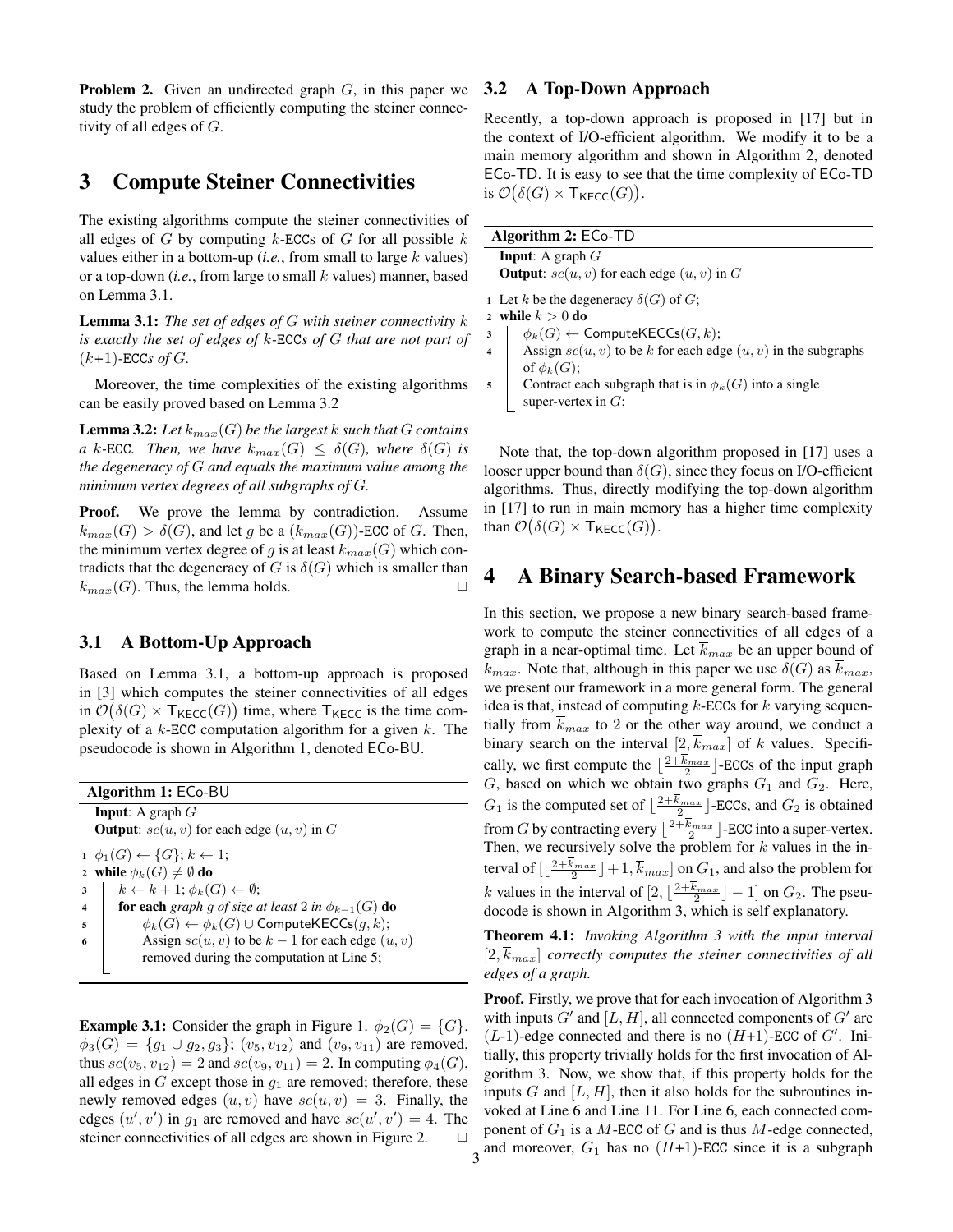**Problem 2.** Given an undirected graph $G$, in this paper we study the problem of efficiently computing the steiner connectivity of all edges of $G$.

# 3 Compute Steiner Connectivities

The existing algorithms compute the steiner connectivities of all edges of $G$ by computing $k$-ECCs of $G$ for all possible $k$ values either in a bottom-up (*i.e.*, from small to large $k$ values) or a top-down (*i.e.*, from large to small $k$ values) manner, based on Lemma 3.1.

**Lemma 3.1:** *The set of edges of $G$ with steiner connectivity $k$ is exactly the set of edges of $k$-ECCs of $G$ that are not part of $(k+1)$-ECCs of $G$.*

Moreover, the time complexities of the existing algorithms can be easily proved based on Lemma 3.2

**Lemma 3.2:** *Let $k_{max}(G)$ be the largest $k$ such that $G$ contains a $k$-ECC. Then, we have $k_{max}(G) \leq \delta(G)$, where $\delta(G)$ is the degeneracy of $G$ and equals the maximum value among the minimum vertex degrees of all subgraphs of $G$.*

**Proof.** We prove the lemma by contradiction. Assume $k_{max}(G) > \delta(G)$, and let $g$ be a $(k_{max}(G))$-ECC of $G$. Then, the minimum vertex degree of $g$ is at least $k_{max}(G)$ which contradicts that the degeneracy of $G$ is $\delta(G)$ which is smaller than $k_{max}(G)$. Thus, the lemma holds. □

## 3.1 A Bottom-Up Approach

Based on Lemma 3.1, a bottom-up approach is proposed in [3] which computes the steiner connectivities of all edges in $\mathcal{O}\big(\delta(G) \times \mathsf{T}_{\mathsf{KECC}}(G)\big)$ time, where $\mathsf{T}_{\mathsf{KECC}}$ is the time complexity of a $k$-ECC computation algorithm for a given $k$. The pseudocode is shown in Algorithm 1, denoted ECo-BU.

```
Algorithm 1: ECo-BU
  Input: A graph G
  Output: sc(u, v) for each edge (u, v) in G
1 φ_1(G) ← {G}; k ← 1;
2 while φ_k(G) ≠ ∅ do
3   k ← k + 1; φ_k(G) ← ∅;
4   for each graph g of size at least 2 in φ_{k-1}(G) do
5     φ_k(G) ← φ_k(G) ∪ ComputeKECCs(g, k);
6     Assign sc(u, v) to be k − 1 for each edge (u, v)
      removed during the computation at Line 5;
```

**Example 3.1:** Consider the graph in Figure 1. $\phi_2(G) = \{G\}$. $\phi_3(G) = \{g_1 \cup g_2, g_3\}$; $(v_5, v_{12})$ and $(v_9, v_{11})$ are removed, thus $sc(v_5, v_{12}) = 2$ and $sc(v_9, v_{11}) = 2$. In computing $\phi_4(G)$, all edges in $G$ except those in $g_1$ are removed; therefore, these newly removed edges $(u, v)$ have $sc(u, v) = 3$. Finally, the edges $(u', v')$ in $g_1$ are removed and have $sc(u', v') = 4$. The steiner connectivities of all edges are shown in Figure 2. □

## 3.2 A Top-Down Approach

Recently, a top-down approach is proposed in [17] but in the context of I/O-efficient algorithm. We modify it to be a main memory algorithm and shown in Algorithm 2, denoted ECo-TD. It is easy to see that the time complexity of ECo-TD is $\mathcal{O}\big(\delta(G) \times \mathsf{T}_{\mathsf{KECC}}(G)\big)$.

```
Algorithm 2: ECo-TD
  Input: A graph G
  Output: sc(u, v) for each edge (u, v) in G
1 Let k be the degeneracy δ(G) of G;
2 while k > 0 do
3   φ_k(G) ← ComputeKECCs(G, k);
4   Assign sc(u, v) to be k for each edge (u, v) in the subgraphs
    of φ_k(G);
5   Contract each subgraph that is in φ_k(G) into a single
    super-vertex in G;
```

Note that, the top-down algorithm proposed in [17] uses a looser upper bound than $\delta(G)$, since they focus on I/O-efficient algorithms. Thus, directly modifying the top-down algorithm in [17] to run in main memory has a higher time complexity than $\mathcal{O}\big(\delta(G) \times \mathsf{T}_{\mathsf{KECC}}(G)\big)$.

# 4 A Binary Search-based Framework

In this section, we propose a new binary search-based framework to compute the steiner connectivities of all edges of a graph in a near-optimal time. Let $\overline{k}_{max}$ be an upper bound of $k_{max}$. Note that, although in this paper we use $\delta(G)$ as $\overline{k}_{max}$, we present our framework in a more general form. The general idea is that, instead of computing $k$-ECCs for $k$ varying sequentially from $\overline{k}_{max}$ to 2 or the other way around, we conduct a binary search on the interval $[2, \overline{k}_{max}]$ of $k$ values. Specifically, we first compute the $\lfloor \frac{2+\overline{k}_{max}}{2} \rfloor$-ECCs of the input graph $G$, based on which we obtain two graphs $G_1$ and $G_2$. Here, $G_1$ is the computed set of $\lfloor \frac{2+\overline{k}_{max}}{2} \rfloor$-ECCs, and $G_2$ is obtained from $G$ by contracting every $\lfloor \frac{2+\overline{k}_{max}}{2} \rfloor$-ECC into a super-vertex. Then, we recursively solve the problem for $k$ values in the interval of $[\lfloor \frac{2+\overline{k}_{max}}{2} \rfloor + 1, \overline{k}_{max}]$ on $G_1$, and also the problem for $k$ values in the interval of $[2, \lfloor \frac{2+\overline{k}_{max}}{2} \rfloor - 1]$ on $G_2$. The pseudocode is shown in Algorithm 3, which is self explanatory.

**Theorem 4.1:** *Invoking Algorithm 3 with the input interval $[2, \overline{k}_{max}]$ correctly computes the steiner connectivities of all edges of a graph.*

**Proof.** Firstly, we prove that for each invocation of Algorithm 3 with inputs $G'$ and $[L, H]$, all connected components of $G'$ are $(L$-1)-edge connected and there is no $(H$+1)-ECC of $G'$. Initially, this property trivially holds for the first invocation of Algorithm 3. Now, we show that, if this property holds for the inputs $G$ and $[L, H]$, then it also holds for the subroutines invoked at Line 6 and Line 11. For Line 6, each connected component of $G_1$ is a $M$-ECC of $G$ and is thus $M$-edge connected, and moreover, $G_1$ has no $(H$+1)-ECC since it is a subgraph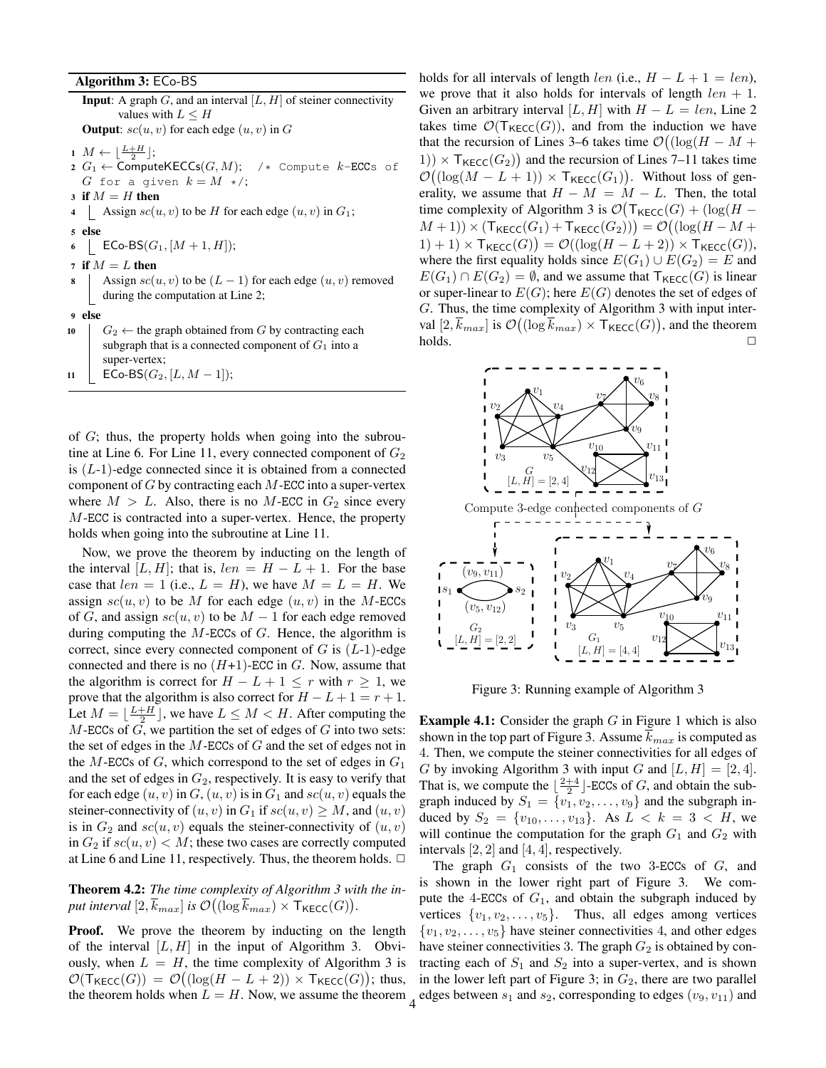**Algorithm 3:** ECo-BS

**Input**: A graph $G$, and an interval $[L, H]$ of steiner connectivity values with $L \leq H$

**Output**: $sc(u, v)$ for each edge $(u, v)$ in $G$

```
1  M ← ⌊(L+H)/2⌋;
2  G1 ← ComputeKECCs(G, M);  /* Compute k-ECCs of G for a given k = M */;
3  if M = H then
4      Assign sc(u, v) to be H for each edge (u, v) in G1;
5  else
6      ECo-BS(G1, [M + 1, H]);
7  if M = L then
8      Assign sc(u, v) to be (L − 1) for each edge (u, v) removed during the computation at Line 2;
9  else
10     G2 ← the graph obtained from G by contracting each subgraph that is a connected component of G1 into a super-vertex;
11     ECo-BS(G2, [L, M − 1]);
```

of $G$; thus, the property holds when going into the subroutine at Line 6. For Line 11, every connected component of $G_2$ is ($L$-1)-edge connected since it is obtained from a connected component of $G$ by contracting each $M$-ECC into a super-vertex where $M > L$. Also, there is no $M$-ECC in $G_2$ since every $M$-ECC is contracted into a super-vertex. Hence, the property holds when going into the subroutine at Line 11.

Now, we prove the theorem by inducting on the length of the interval $[L, H]$; that is, $len = H - L + 1$. For the base case that $len = 1$ (i.e., $L = H$), we have $M = L = H$. We assign $sc(u, v)$ to be $M$ for each edge $(u, v)$ in the $M$-ECCs of $G$, and assign $sc(u, v)$ to be $M - 1$ for each edge removed during computing the $M$-ECCs of $G$. Hence, the algorithm is correct, since every connected component of $G$ is ($L$-1)-edge connected and there is no ($H$+1)-ECC in $G$. Now, assume that the algorithm is correct for $H - L + 1 \leq r$ with $r \geq 1$, we prove that the algorithm is also correct for $H - L + 1 = r + 1$. Let $M = \lfloor \frac{L+H}{2} \rfloor$, we have $L \leq M < H$. After computing the $M$-ECCs of $G$, we partition the set of edges of $G$ into two sets: the set of edges in the $M$-ECCs of $G$ and the set of edges not in the $M$-ECCs of $G$, which correspond to the set of edges in $G_1$ and the set of edges in $G_2$, respectively. It is easy to verify that for each edge $(u, v)$ in $G$, $(u, v)$ is in $G_1$ and $sc(u, v)$ equals the steiner-connectivity of $(u, v)$ in $G_1$ if $sc(u, v) \geq M$, and $(u, v)$ is in $G_2$ and $sc(u, v)$ equals the steiner-connectivity of $(u, v)$ in $G_2$ if $sc(u, v) < M$; these two cases are correctly computed at Line 6 and Line 11, respectively. Thus, the theorem holds. □

**Theorem 4.2:** *The time complexity of Algorithm 3 with the input interval $[2, \overline{k}_{max}]$ is $\mathcal{O}\big((\log \overline{k}_{max}) \times \mathsf{T}_{\mathsf{KECC}}(G)\big)$.*

**Proof.** We prove the theorem by inducting on the length of the interval $[L, H]$ in the input of Algorithm 3. Obviously, when $L = H$, the time complexity of Algorithm 3 is $\mathcal{O}(\mathsf{T}_{\mathsf{KECC}}(G)) = \mathcal{O}\big((\log(H - L + 2)) \times \mathsf{T}_{\mathsf{KECC}}(G)\big)$; thus, the theorem holds when $L = H$. Now, we assume the theorem holds for all intervals of length $len$ (i.e., $H - L + 1 = len$), we prove that it also holds for intervals of length $len + 1$. Given an arbitrary interval $[L, H]$ with $H - L = len$, Line 2 takes time $\mathcal{O}(\mathsf{T}_{\mathsf{KECC}}(G))$, and from the induction we have that the recursion of Lines 3–6 takes time $\mathcal{O}\big((\log(H - M + 1)) \times \mathsf{T}_{\mathsf{KECC}}(G_2)\big)$ and the recursion of Lines 7–11 takes time $\mathcal{O}\big((\log(M - L + 1)) \times \mathsf{T}_{\mathsf{KECC}}(G_1)\big)$. Without loss of generality, we assume that $H - M = M - L$. Then, the total time complexity of Algorithm 3 is $\mathcal{O}\big(\mathsf{T}_{\mathsf{KECC}}(G) + (\log(H - M + 1)) \times (\mathsf{T}_{\mathsf{KECC}}(G_1) + \mathsf{T}_{\mathsf{KECC}}(G_2))\big) = \mathcal{O}\big((\log(H - M + 1) + 1) \times \mathsf{T}_{\mathsf{KECC}}(G)\big) = \mathcal{O}((\log(H - L + 2)) \times \mathsf{T}_{\mathsf{KECC}}(G))$, where the first equality holds since $E(G_1) \cup E(G_2) = E$ and $E(G_1) \cap E(G_2) = \emptyset$, and we assume that $\mathsf{T}_{\mathsf{KECC}}(G)$ is linear or super-linear to $E(G)$; here $E(G)$ denotes the set of edges of $G$. Thus, the time complexity of Algorithm 3 with input interval $[2, \overline{k}_{max}]$ is $\mathcal{O}\big((\log \overline{k}_{max}) \times \mathsf{T}_{\mathsf{KECC}}(G)\big)$, and the theorem holds. □

Figure 3: Running example of Algorithm 3

**Example 4.1:** Consider the graph $G$ in Figure 1 which is also shown in the top part of Figure 3. Assume $\overline{k}_{max}$ is computed as 4. Then, we compute the steiner connectivities for all edges of $G$ by invoking Algorithm 3 with input $G$ and $[L, H] = [2, 4]$. That is, we compute the $\lfloor \frac{2+4}{2} \rfloor$-ECCs of $G$, and obtain the subgraph induced by $S_1 = \{v_1, v_2, \ldots, v_9\}$ and the subgraph induced by $S_2 = \{v_{10}, \ldots, v_{13}\}$. As $L < k = 3 < H$, we will continue the computation for the graph $G_1$ and $G_2$ with intervals $[2, 2]$ and $[4, 4]$, respectively.

The graph $G_1$ consists of the two 3-ECCs of $G$, and is shown in the lower right part of Figure 3. We compute the 4-ECCs of $G_1$, and obtain the subgraph induced by vertices $\{v_1, v_2, \ldots, v_5\}$. Thus, all edges among vertices $\{v_1, v_2, \ldots, v_5\}$ have steiner connectivities 4, and other edges have steiner connectivities 3. The graph $G_2$ is obtained by contracting each of $S_1$ and $S_2$ into a super-vertex, and is shown in the lower left part of Figure 3; in $G_2$, there are two parallel edges between $s_1$ and $s_2$, corresponding to edges $(v_9, v_{11})$ and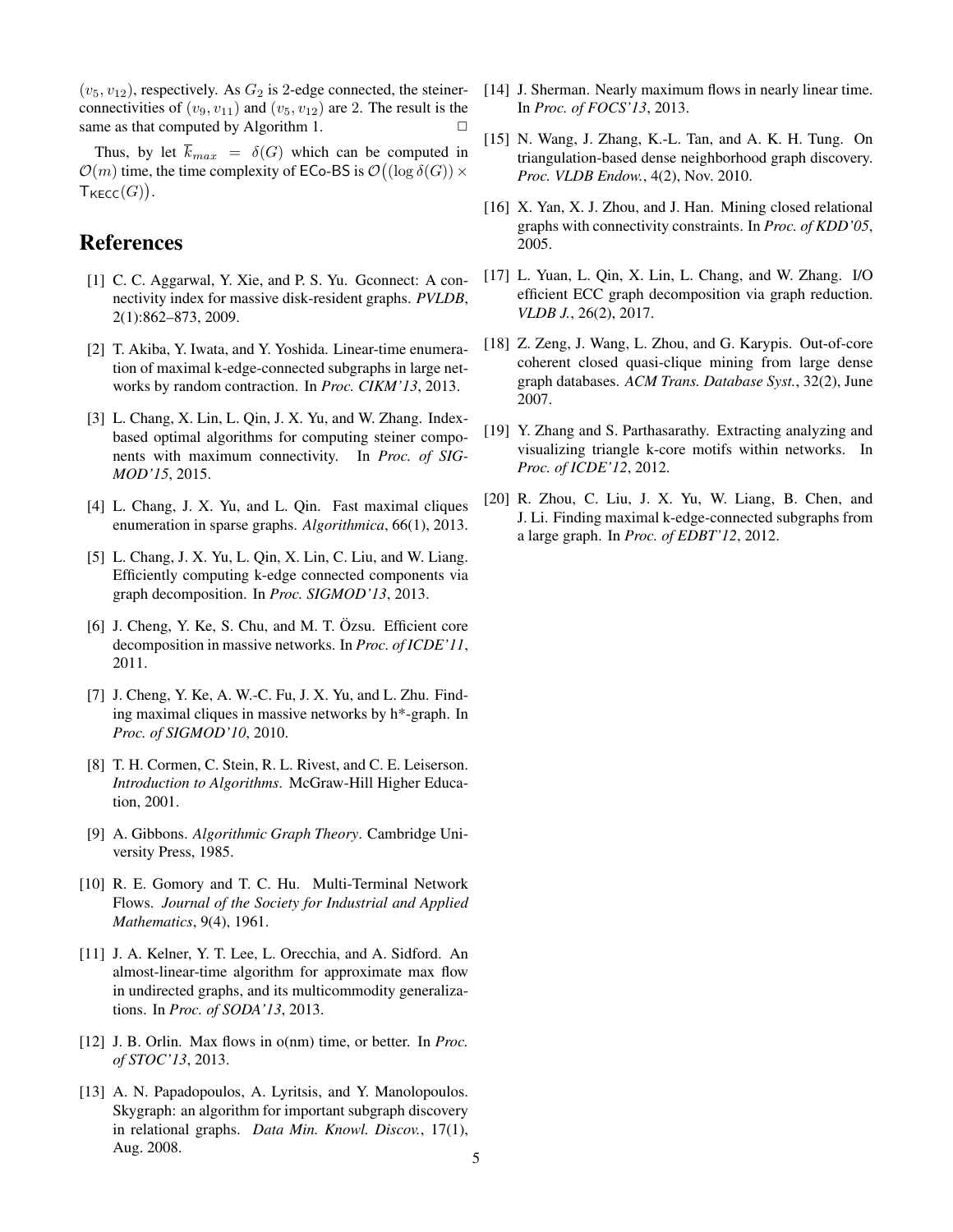$(v_5, v_{12})$, respectively. As $G_2$ is 2-edge connected, the steiner-connectivities of $(v_9, v_{11})$ and $(v_5, v_{12})$ are 2. The result is the same as that computed by Algorithm 1. $\square$

Thus, by let $\overline{k}_{max} = \delta(G)$ which can be computed in $\mathcal{O}(m)$ time, the time complexity of ECo-BS is $\mathcal{O}\big((\log \delta(G)) \times \mathsf{T}_{\mathsf{KECC}}(G)\big)$.

# References

[1] C. C. Aggarwal, Y. Xie, and P. S. Yu. Gconnect: A connectivity index for massive disk-resident graphs. *PVLDB*, 2(1):862–873, 2009.

[2] T. Akiba, Y. Iwata, and Y. Yoshida. Linear-time enumeration of maximal k-edge-connected subgraphs in large networks by random contraction. In *Proc. CIKM'13*, 2013.

[3] L. Chang, X. Lin, L. Qin, J. X. Yu, and W. Zhang. Index-based optimal algorithms for computing steiner components with maximum connectivity. In *Proc. of SIGMOD'15*, 2015.

[4] L. Chang, J. X. Yu, and L. Qin. Fast maximal cliques enumeration in sparse graphs. *Algorithmica*, 66(1), 2013.

[5] L. Chang, J. X. Yu, L. Qin, X. Lin, C. Liu, and W. Liang. Efficiently computing k-edge connected components via graph decomposition. In *Proc. SIGMOD'13*, 2013.

[6] J. Cheng, Y. Ke, S. Chu, and M. T. Özsu. Efficient core decomposition in massive networks. In *Proc. of ICDE'11*, 2011.

[7] J. Cheng, Y. Ke, A. W.-C. Fu, J. X. Yu, and L. Zhu. Finding maximal cliques in massive networks by h*-graph. In *Proc. of SIGMOD'10*, 2010.

[8] T. H. Cormen, C. Stein, R. L. Rivest, and C. E. Leiserson. *Introduction to Algorithms*. McGraw-Hill Higher Education, 2001.

[9] A. Gibbons. *Algorithmic Graph Theory*. Cambridge University Press, 1985.

[10] R. E. Gomory and T. C. Hu. Multi-Terminal Network Flows. *Journal of the Society for Industrial and Applied Mathematics*, 9(4), 1961.

[11] J. A. Kelner, Y. T. Lee, L. Orecchia, and A. Sidford. An almost-linear-time algorithm for approximate max flow in undirected graphs, and its multicommodity generalizations. In *Proc. of SODA'13*, 2013.

[12] J. B. Orlin. Max flows in o(nm) time, or better. In *Proc. of STOC'13*, 2013.

[13] A. N. Papadopoulos, A. Lyritsis, and Y. Manolopoulos. Skygraph: an algorithm for important subgraph discovery in relational graphs. *Data Min. Knowl. Discov.*, 17(1), Aug. 2008.

[14] J. Sherman. Nearly maximum flows in nearly linear time. In *Proc. of FOCS'13*, 2013.

[15] N. Wang, J. Zhang, K.-L. Tan, and A. K. H. Tung. On triangulation-based dense neighborhood graph discovery. *Proc. VLDB Endow.*, 4(2), Nov. 2010.

[16] X. Yan, X. J. Zhou, and J. Han. Mining closed relational graphs with connectivity constraints. In *Proc. of KDD'05*, 2005.

[17] L. Yuan, L. Qin, X. Lin, L. Chang, and W. Zhang. I/O efficient ECC graph decomposition via graph reduction. *VLDB J.*, 26(2), 2017.

[18] Z. Zeng, J. Wang, L. Zhou, and G. Karypis. Out-of-core coherent closed quasi-clique mining from large dense graph databases. *ACM Trans. Database Syst.*, 32(2), June 2007.

[19] Y. Zhang and S. Parthasarathy. Extracting analyzing and visualizing triangle k-core motifs within networks. In *Proc. of ICDE'12*, 2012.

[20] R. Zhou, C. Liu, J. X. Yu, W. Liang, B. Chen, and J. Li. Finding maximal k-edge-connected subgraphs from a large graph. In *Proc. of EDBT'12*, 2012.